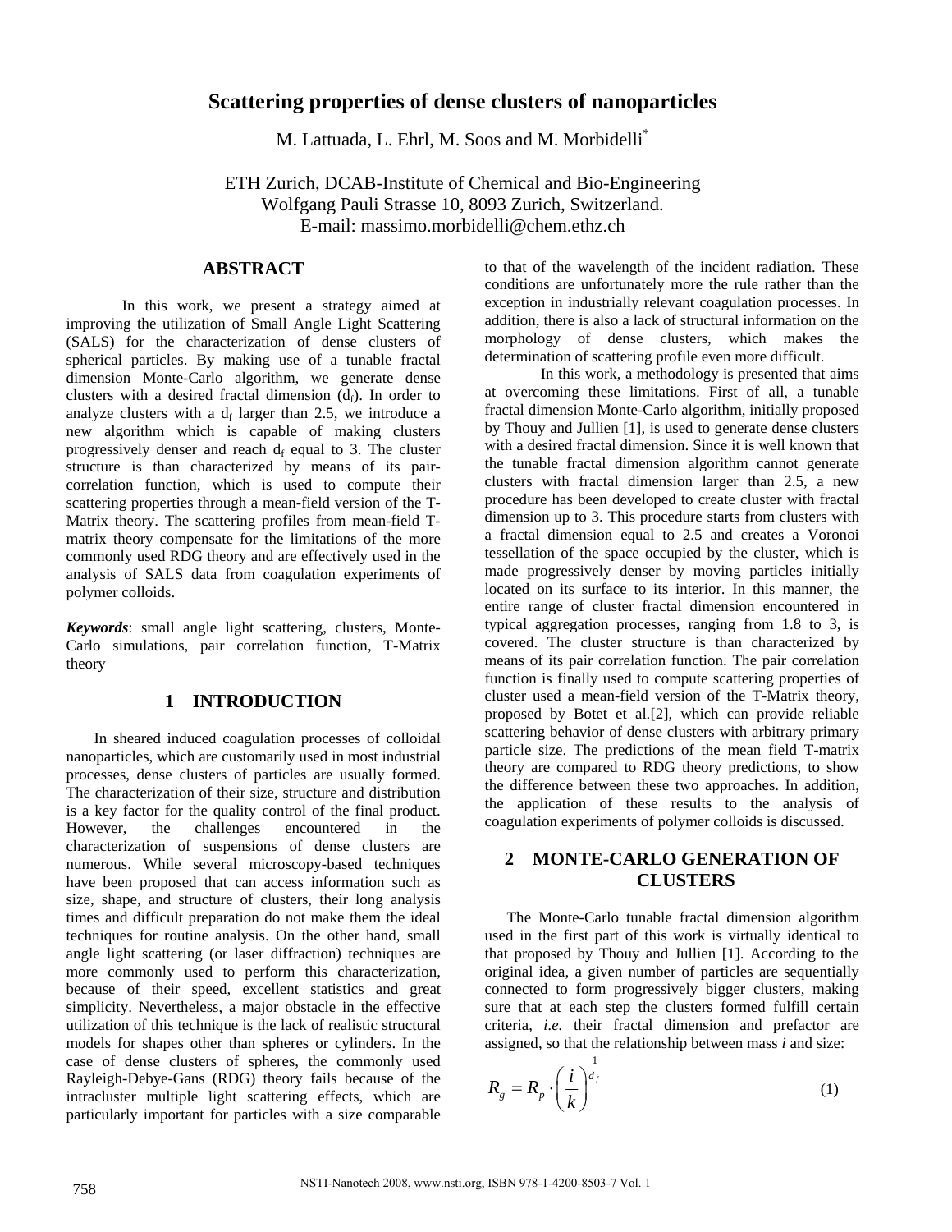# Scattering properties of dense clusters of nanoparticles

M. Lattuada, L. Ehrl, M. Soos and M. Morbidelli*

ETH Zurich, DCAB-Institute of Chemical and Bio-Engineering
Wolfgang Pauli Strasse 10, 8093 Zurich, Switzerland.
E-mail: massimo.morbidelli@chem.ethz.ch

## ABSTRACT

In this work, we present a strategy aimed at improving the utilization of Small Angle Light Scattering (SALS) for the characterization of dense clusters of spherical particles. By making use of a tunable fractal dimension Monte-Carlo algorithm, we generate dense clusters with a desired fractal dimension ($d_f$). In order to analyze clusters with a $d_f$ larger than 2.5, we introduce a new algorithm which is capable of making clusters progressively denser and reach $d_f$ equal to 3. The cluster structure is than characterized by means of its pair-correlation function, which is used to compute their scattering properties through a mean-field version of the T-Matrix theory. The scattering profiles from mean-field T-matrix theory compensate for the limitations of the more commonly used RDG theory and are effectively used in the analysis of SALS data from coagulation experiments of polymer colloids.

***Keywords***: small angle light scattering, clusters, Monte-Carlo simulations, pair correlation function, T-Matrix theory

## 1 INTRODUCTION

In sheared induced coagulation processes of colloidal nanoparticles, which are customarily used in most industrial processes, dense clusters of particles are usually formed. The characterization of their size, structure and distribution is a key factor for the quality control of the final product. However, the challenges encountered in the characterization of suspensions of dense clusters are numerous. While several microscopy-based techniques have been proposed that can access information such as size, shape, and structure of clusters, their long analysis times and difficult preparation do not make them the ideal techniques for routine analysis. On the other hand, small angle light scattering (or laser diffraction) techniques are more commonly used to perform this characterization, because of their speed, excellent statistics and great simplicity. Nevertheless, a major obstacle in the effective utilization of this technique is the lack of realistic structural models for shapes other than spheres or cylinders. In the case of dense clusters of spheres, the commonly used Rayleigh-Debye-Gans (RDG) theory fails because of the intracluster multiple light scattering effects, which are particularly important for particles with a size comparable to that of the wavelength of the incident radiation. These conditions are unfortunately more the rule rather than the exception in industrially relevant coagulation processes. In addition, there is also a lack of structural information on the morphology of dense clusters, which makes the determination of scattering profile even more difficult.

In this work, a methodology is presented that aims at overcoming these limitations. First of all, a tunable fractal dimension Monte-Carlo algorithm, initially proposed by Thouy and Jullien [1], is used to generate dense clusters with a desired fractal dimension. Since it is well known that the tunable fractal dimension algorithm cannot generate clusters with fractal dimension larger than 2.5, a new procedure has been developed to create cluster with fractal dimension up to 3. This procedure starts from clusters with a fractal dimension equal to 2.5 and creates a Voronoi tessellation of the space occupied by the cluster, which is made progressively denser by moving particles initially located on its surface to its interior. In this manner, the entire range of cluster fractal dimension encountered in typical aggregation processes, ranging from 1.8 to 3, is covered. The cluster structure is than characterized by means of its pair correlation function. The pair correlation function is finally used to compute scattering properties of cluster used a mean-field version of the T-Matrix theory, proposed by Botet et al.[2], which can provide reliable scattering behavior of dense clusters with arbitrary primary particle size. The predictions of the mean field T-matrix theory are compared to RDG theory predictions, to show the difference between these two approaches. In addition, the application of these results to the analysis of coagulation experiments of polymer colloids is discussed.

## 2 MONTE-CARLO GENERATION OF CLUSTERS

The Monte-Carlo tunable fractal dimension algorithm used in the first part of this work is virtually identical to that proposed by Thouy and Jullien [1]. According to the original idea, a given number of particles are sequentially connected to form progressively bigger clusters, making sure that at each step the clusters formed fulfill certain criteria, *i.e.* their fractal dimension and prefactor are assigned, so that the relationship between mass *i* and size:

$$R_g = R_p \cdot \left( \frac{i}{k} \right)^{\frac{1}{d_f}} \tag{1}$$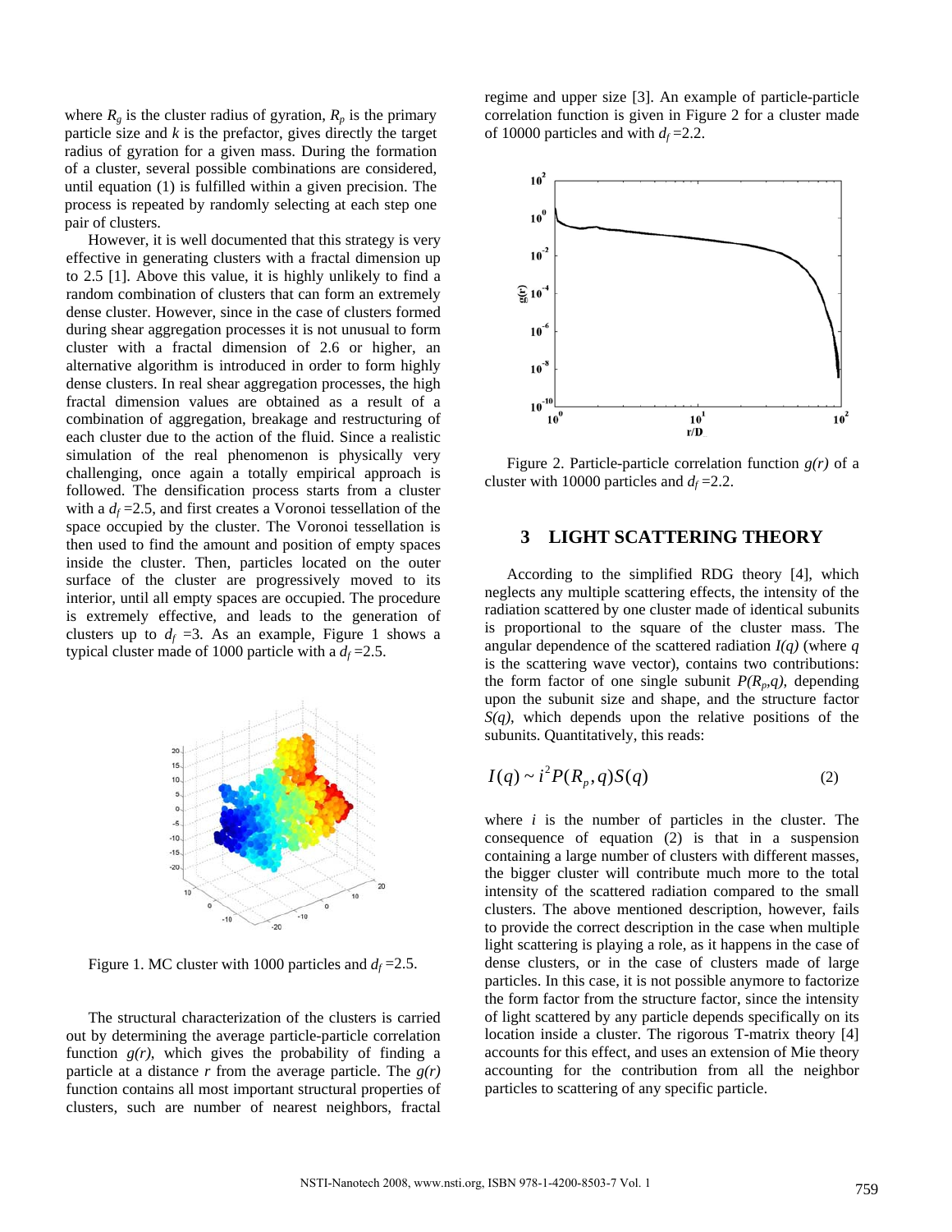where $R_g$ is the cluster radius of gyration, $R_p$ is the primary particle size and $k$ is the prefactor, gives directly the target radius of gyration for a given mass. During the formation of a cluster, several possible combinations are considered, until equation (1) is fulfilled within a given precision. The process is repeated by randomly selecting at each step one pair of clusters.

However, it is well documented that this strategy is very effective in generating clusters with a fractal dimension up to 2.5 [1]. Above this value, it is highly unlikely to find a random combination of clusters that can form an extremely dense cluster. However, since in the case of clusters formed during shear aggregation processes it is not unusual to form cluster with a fractal dimension of 2.6 or higher, an alternative algorithm is introduced in order to form highly dense clusters. In real shear aggregation processes, the high fractal dimension values are obtained as a result of a combination of aggregation, breakage and restructuring of each cluster due to the action of the fluid. Since a realistic simulation of the real phenomenon is physically very challenging, once again a totally empirical approach is followed. The densification process starts from a cluster with a $d_f$ =2.5, and first creates a Voronoi tessellation of the space occupied by the cluster. The Voronoi tessellation is then used to find the amount and position of empty spaces inside the cluster. Then, particles located on the outer surface of the cluster are progressively moved to its interior, until all empty spaces are occupied. The procedure is extremely effective, and leads to the generation of clusters up to $d_f$ =3. As an example, Figure 1 shows a typical cluster made of 1000 particle with a $d_f$ =2.5.

Figure 1. MC cluster with 1000 particles and $d_f$ =2.5.

The structural characterization of the clusters is carried out by determining the average particle-particle correlation function *g(r)*, which gives the probability of finding a particle at a distance *r* from the average particle. The *g(r)* function contains all most important structural properties of clusters, such are number of nearest neighbors, fractal regime and upper size [3]. An example of particle-particle correlation function is given in Figure 2 for a cluster made of 10000 particles and with $d_f$ =2.2.

Figure 2. Particle-particle correlation function *g(r)* of a cluster with 10000 particles and $d_f$ =2.2.

## 3 LIGHT SCATTERING THEORY

According to the simplified RDG theory [4], which neglects any multiple scattering effects, the intensity of the radiation scattered by one cluster made of identical subunits is proportional to the square of the cluster mass. The angular dependence of the scattered radiation *I(q)* (where *q* is the scattering wave vector), contains two contributions: the form factor of one single subunit $P(R_p,q)$, depending upon the subunit size and shape, and the structure factor *S(q)*, which depends upon the relative positions of the subunits. Quantitatively, this reads:

$$I(q) \sim i^2 P(R_p, q) S(q) \tag{2}$$

where *i* is the number of particles in the cluster. The consequence of equation (2) is that in a suspension containing a large number of clusters with different masses, the bigger cluster will contribute much more to the total intensity of the scattered radiation compared to the small clusters. The above mentioned description, however, fails to provide the correct description in the case when multiple light scattering is playing a role, as it happens in the case of dense clusters, or in the case of clusters made of large particles. In this case, it is not possible anymore to factorize the form factor from the structure factor, since the intensity of light scattered by any particle depends specifically on its location inside a cluster. The rigorous T-matrix theory [4] accounts for this effect, and uses an extension of Mie theory accounting for the contribution from all the neighbor particles to scattering of any specific particle.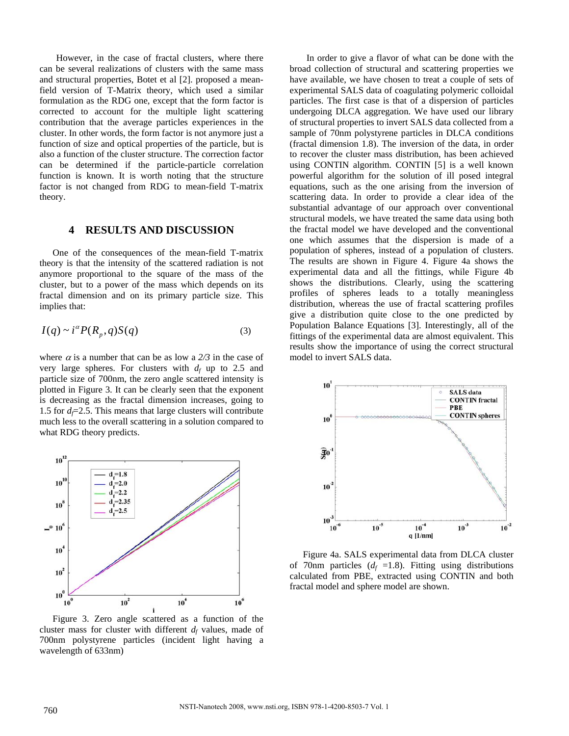However, in the case of fractal clusters, where there can be several realizations of clusters with the same mass and structural properties, Botet et al [2]. proposed a mean-field version of T-Matrix theory, which used a similar formulation as the RDG one, except that the form factor is corrected to account for the multiple light scattering contribution that the average particles experiences in the cluster. In other words, the form factor is not anymore just a function of size and optical properties of the particle, but is also a function of the cluster structure. The correction factor can be determined if the particle-particle correlation function is known. It is worth noting that the structure factor is not changed from RDG to mean-field T-matrix theory.

## 4 RESULTS AND DISCUSSION

One of the consequences of the mean-field T-matrix theory is that the intensity of the scattered radiation is not anymore proportional to the square of the mass of the cluster, but to a power of the mass which depends on its fractal dimension and on its primary particle size. This implies that:

$$I(q) \sim i^{\alpha} P(R_p, q) S(q) \tag{3}$$

where $\alpha$ is a number that can be as low a *2/3* in the case of very large spheres. For clusters with $d_f$ up to 2.5 and particle size of 700nm, the zero angle scattered intensity is plotted in Figure 3. It can be clearly seen that the exponent is decreasing as the fractal dimension increases, going to 1.5 for $d_f$=2.5. This means that large clusters will contribute much less to the overall scattering in a solution compared to what RDG theory predicts.

Figure 3. Zero angle scattered as a function of the cluster mass for cluster with different $d_f$ values, made of 700nm polystyrene particles (incident light having a wavelength of 633nm)

In order to give a flavor of what can be done with the broad collection of structural and scattering properties we have available, we have chosen to treat a couple of sets of experimental SALS data of coagulating polymeric colloidal particles. The first case is that of a dispersion of particles undergoing DLCA aggregation. We have used our library of structural properties to invert SALS data collected from a sample of 70nm polystyrene particles in DLCA conditions (fractal dimension 1.8). The inversion of the data, in order to recover the cluster mass distribution, has been achieved using CONTIN algorithm. CONTIN [5] is a well known powerful algorithm for the solution of ill posed integral equations, such as the one arising from the inversion of scattering data. In order to provide a clear idea of the substantial advantage of our approach over conventional structural models, we have treated the same data using both the fractal model we have developed and the conventional one which assumes that the dispersion is made of a population of spheres, instead of a population of clusters. The results are shown in Figure 4. Figure 4a shows the experimental data and all the fittings, while Figure 4b shows the distributions. Clearly, using the scattering profiles of spheres leads to a totally meaningless distribution, whereas the use of fractal scattering profiles give a distribution quite close to the one predicted by Population Balance Equations [3]. Interestingly, all of the fittings of the experimental data are almost equivalent. This results show the importance of using the correct structural model to invert SALS data.

Figure 4a. SALS experimental data from DLCA cluster of 70nm particles ($d_f$ =1.8). Fitting using distributions calculated from PBE, extracted using CONTIN and both fractal model and sphere model are shown.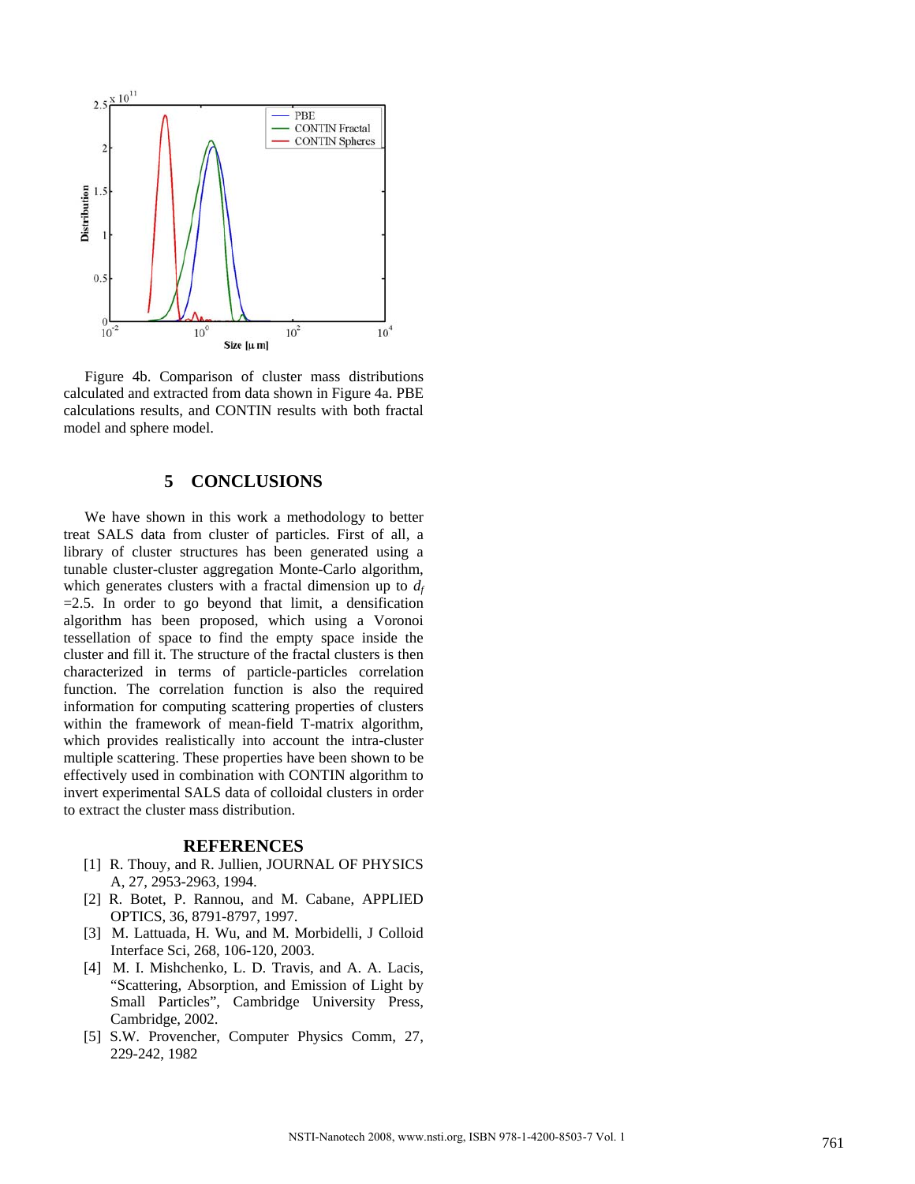2.5 x 10^11

2

1.5

1

0.5

0

Distribution

10^-2 10^0 10^2 10^4

Size [μ m]

PBE
CONTIN Fractal
CONTIN Spheres

Figure 4b. Comparison of cluster mass distributions calculated and extracted from data shown in Figure 4a. PBE calculations results, and CONTIN results with both fractal model and sphere model.

## 5 CONCLUSIONS

We have shown in this work a methodology to better treat SALS data from cluster of particles. First of all, a library of cluster structures has been generated using a tunable cluster-cluster aggregation Monte-Carlo algorithm, which generates clusters with a fractal dimension up to $d_f$ =2.5. In order to go beyond that limit, a densification algorithm has been proposed, which using a Voronoi tessellation of space to find the empty space inside the cluster and fill it. The structure of the fractal clusters is then characterized in terms of particle-particles correlation function. The correlation function is also the required information for computing scattering properties of clusters within the framework of mean-field T-matrix algorithm, which provides realistically into account the intra-cluster multiple scattering. These properties have been shown to be effectively used in combination with CONTIN algorithm to invert experimental SALS data of colloidal clusters in order to extract the cluster mass distribution.

## REFERENCES

[1] R. Thouy, and R. Jullien, JOURNAL OF PHYSICS A, 27, 2953-2963, 1994.

[2] R. Botet, P. Rannou, and M. Cabane, APPLIED OPTICS, 36, 8791-8797, 1997.

[3] M. Lattuada, H. Wu, and M. Morbidelli, J Colloid Interface Sci, 268, 106-120, 2003.

[4] M. I. Mishchenko, L. D. Travis, and A. A. Lacis, "Scattering, Absorption, and Emission of Light by Small Particles", Cambridge University Press, Cambridge, 2002.

[5] S.W. Provencher, Computer Physics Comm, 27, 229-242, 1982